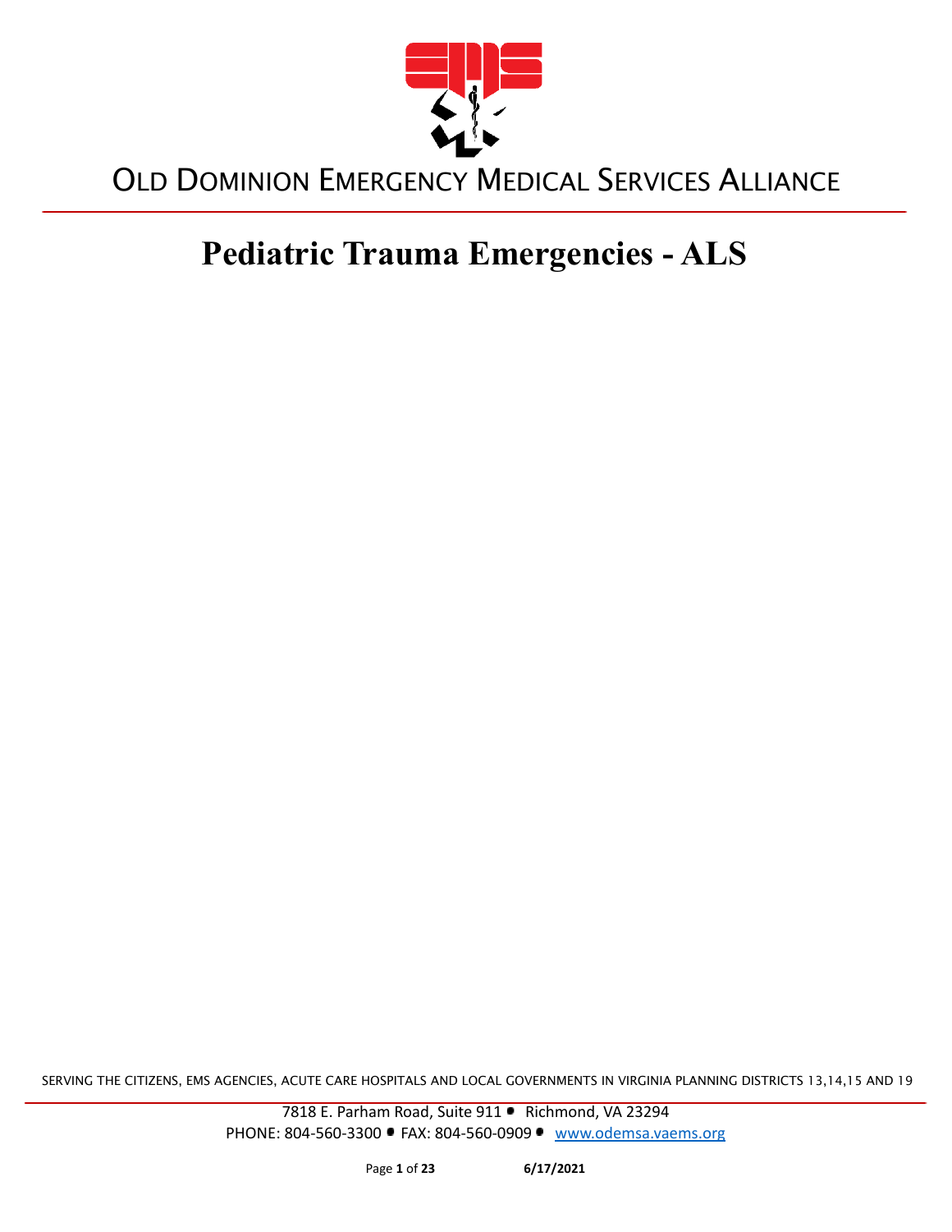# OLD DOMINION EMERGENCY MEDICAL SERVICES ALLIANCE

# Pediatric Trauma Emergencies - ALS

SERVING THE CITIZENS, EMS AGENCIES, ACUTE CARE HOSPITALS AND LOCAL GOVERNMENTS IN VIRGINIA PLANNING DISTRICTS 13,14,15 AND 19

7818 E. Parham Road, Suite 911 • Richmond, VA 23294
PHONE: 804-560-3300 • FAX: 804-560-0909 • www.odemsa.vaems.org

6/17/2021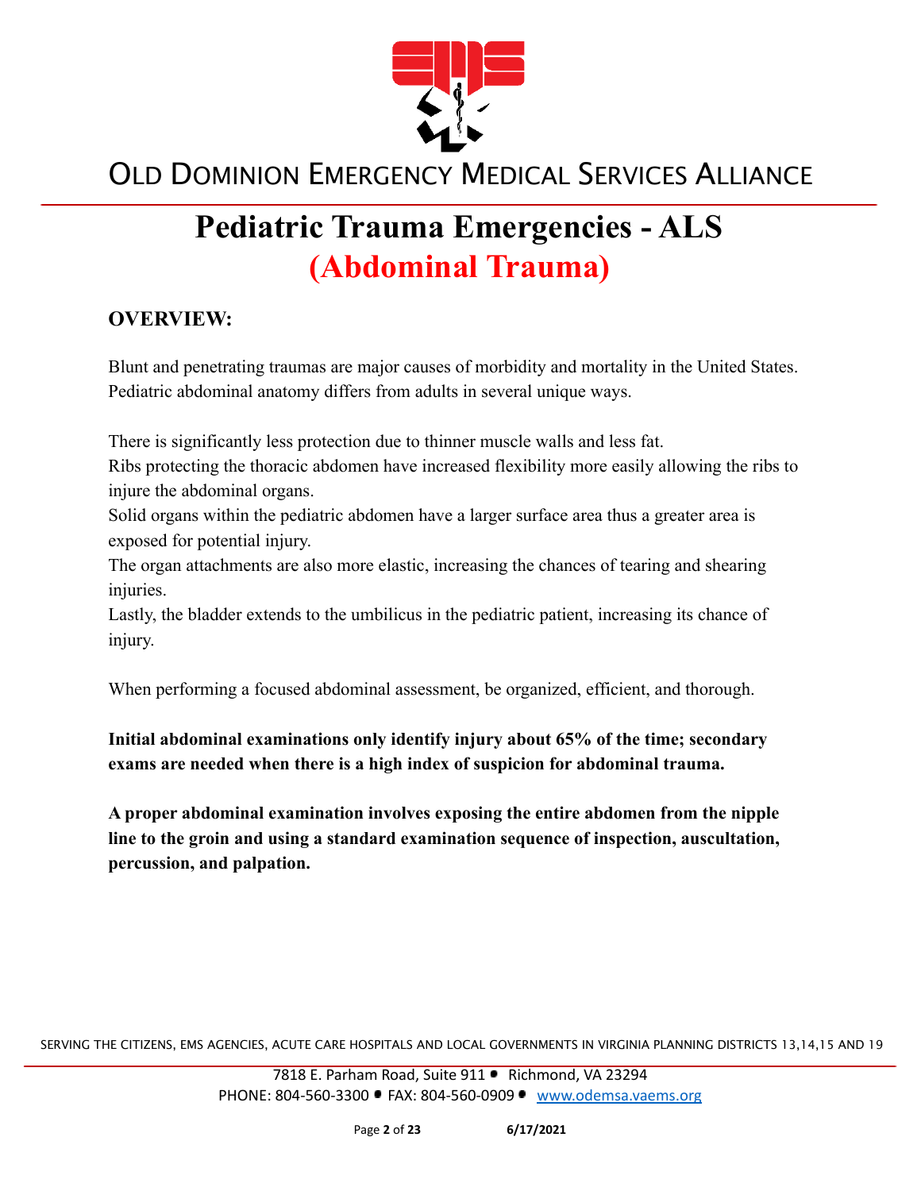# Pediatric Trauma Emergencies - ALS

## (Abdominal Trauma)

### OVERVIEW:

Blunt and penetrating traumas are major causes of morbidity and mortality in the United States. Pediatric abdominal anatomy differs from adults in several unique ways.

There is significantly less protection due to thinner muscle walls and less fat.
Ribs protecting the thoracic abdomen have increased flexibility more easily allowing the ribs to injure the abdominal organs.
Solid organs within the pediatric abdomen have a larger surface area thus a greater area is exposed for potential injury.
The organ attachments are also more elastic, increasing the chances of tearing and shearing injuries.
Lastly, the bladder extends to the umbilicus in the pediatric patient, increasing its chance of injury.

When performing a focused abdominal assessment, be organized, efficient, and thorough.

**Initial abdominal examinations only identify injury about 65% of the time; secondary exams are needed when there is a high index of suspicion for abdominal trauma.**

**A proper abdominal examination involves exposing the entire abdomen from the nipple line to the groin and using a standard examination sequence of inspection, auscultation, percussion, and palpation.**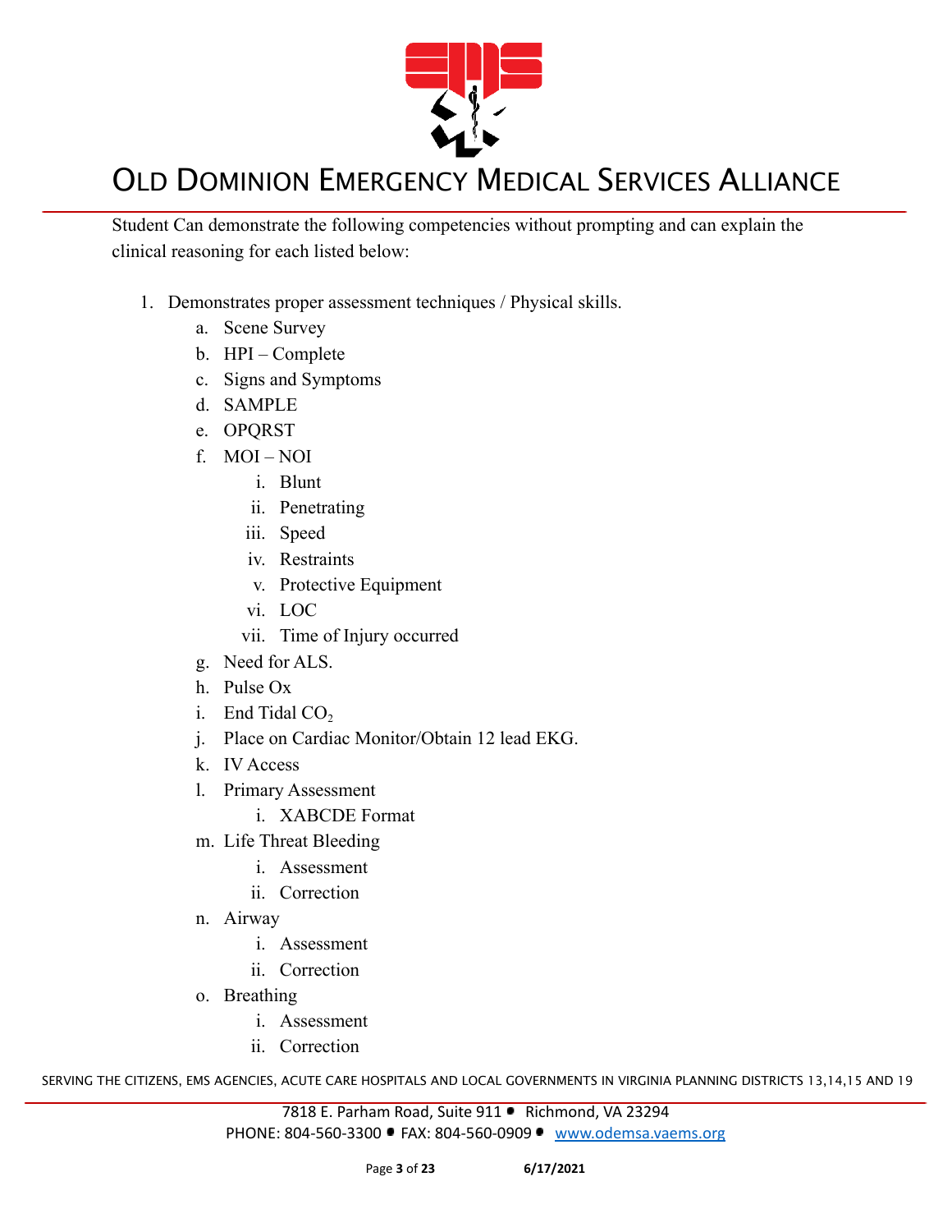Student Can demonstrate the following competencies without prompting and can explain the clinical reasoning for each listed below:

1. Demonstrates proper assessment techniques / Physical skills.
    a. Scene Survey
    b. HPI – Complete
    c. Signs and Symptoms
    d. SAMPLE
    e. OPQRST
    f. MOI – NOI
        i. Blunt
        ii. Penetrating
        iii. Speed
        iv. Restraints
        v. Protective Equipment
        vi. LOC
        vii. Time of Injury occurred
    g. Need for ALS.
    h. Pulse Ox
    i. End Tidal $CO_2$
    j. Place on Cardiac Monitor/Obtain 12 lead EKG.
    k. IV Access
    l. Primary Assessment
        i. XABCDE Format
    m. Life Threat Bleeding
        i. Assessment
        ii. Correction
    n. Airway
        i. Assessment
        ii. Correction
    o. Breathing
        i. Assessment
        ii. Correction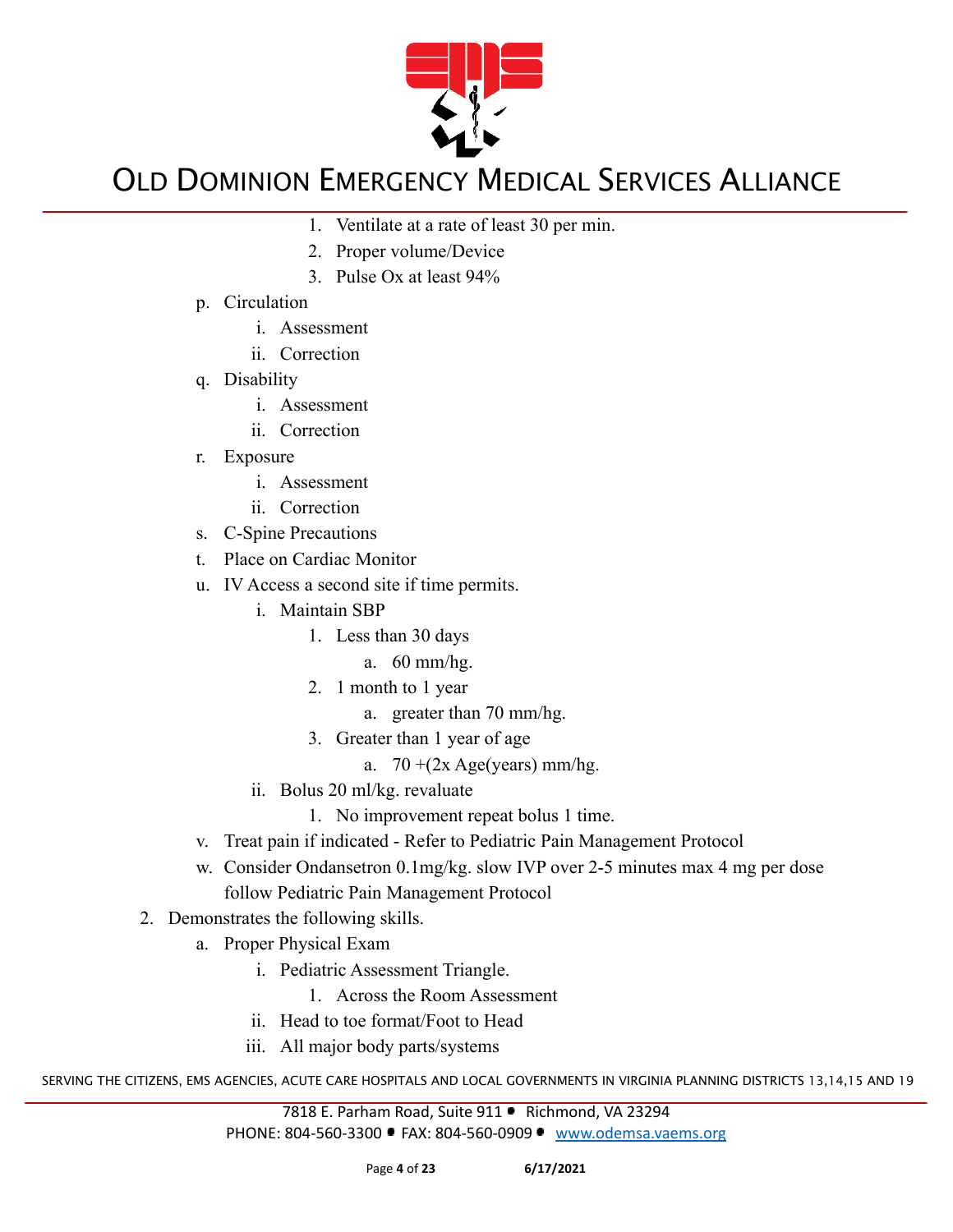1. Ventilate at a rate of least 30 per min.
2. Proper volume/Device
3. Pulse Ox at least 94%

p. Circulation
   i. Assessment
   ii. Correction

q. Disability
   i. Assessment
   ii. Correction

r. Exposure
   i. Assessment
   ii. Correction

s. C-Spine Precautions

t. Place on Cardiac Monitor

u. IV Access a second site if time permits.
   i. Maintain SBP
      1. Less than 30 days
         a. 60 mm/hg.
      2. 1 month to 1 year
         a. greater than 70 mm/hg.
      3. Greater than 1 year of age
         a. 70 +(2x Age(years) mm/hg.
   ii. Bolus 20 ml/kg. revaluate
      1. No improvement repeat bolus 1 time.

v. Treat pain if indicated - Refer to Pediatric Pain Management Protocol

w. Consider Ondansetron 0.1mg/kg. slow IVP over 2-5 minutes max 4 mg per dose follow Pediatric Pain Management Protocol

2. Demonstrates the following skills.
   a. Proper Physical Exam
      i. Pediatric Assessment Triangle.
         1. Across the Room Assessment
      ii. Head to toe format/Foot to Head
      iii. All major body parts/systems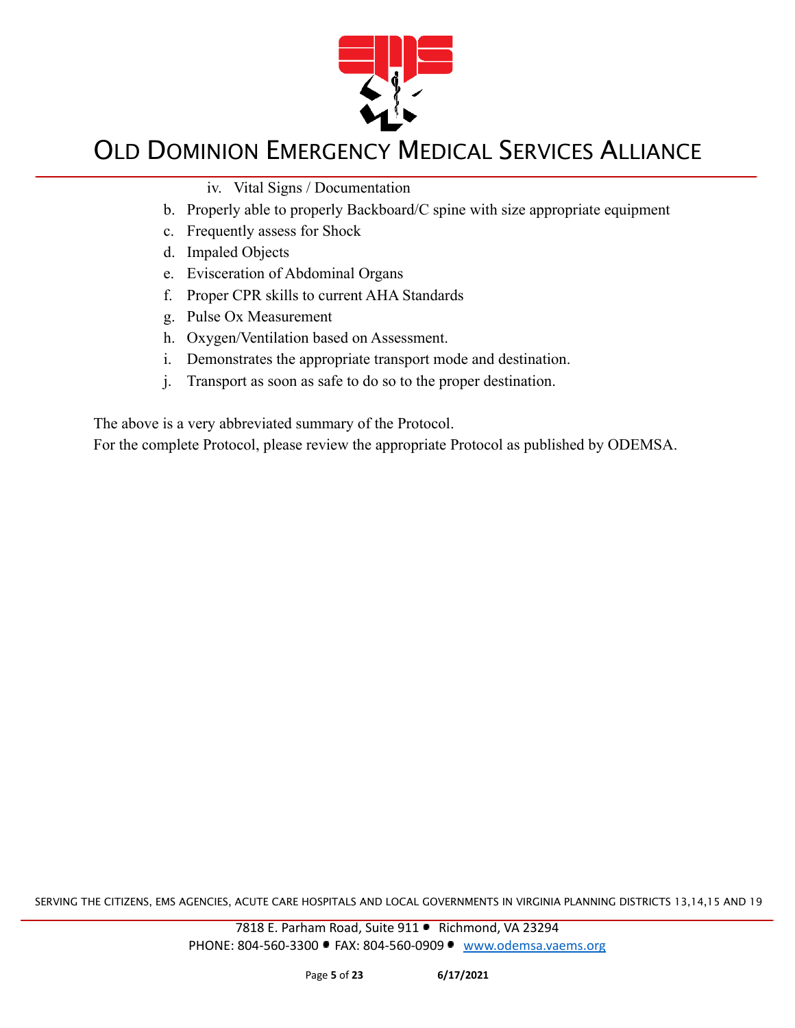iv. Vital Signs / Documentation

b. Properly able to properly Backboard/C spine with size appropriate equipment
c. Frequently assess for Shock
d. Impaled Objects
e. Evisceration of Abdominal Organs
f. Proper CPR skills to current AHA Standards
g. Pulse Ox Measurement
h. Oxygen/Ventilation based on Assessment.
i. Demonstrates the appropriate transport mode and destination.
j. Transport as soon as safe to do so to the proper destination.

The above is a very abbreviated summary of the Protocol.
For the complete Protocol, please review the appropriate Protocol as published by ODEMSA.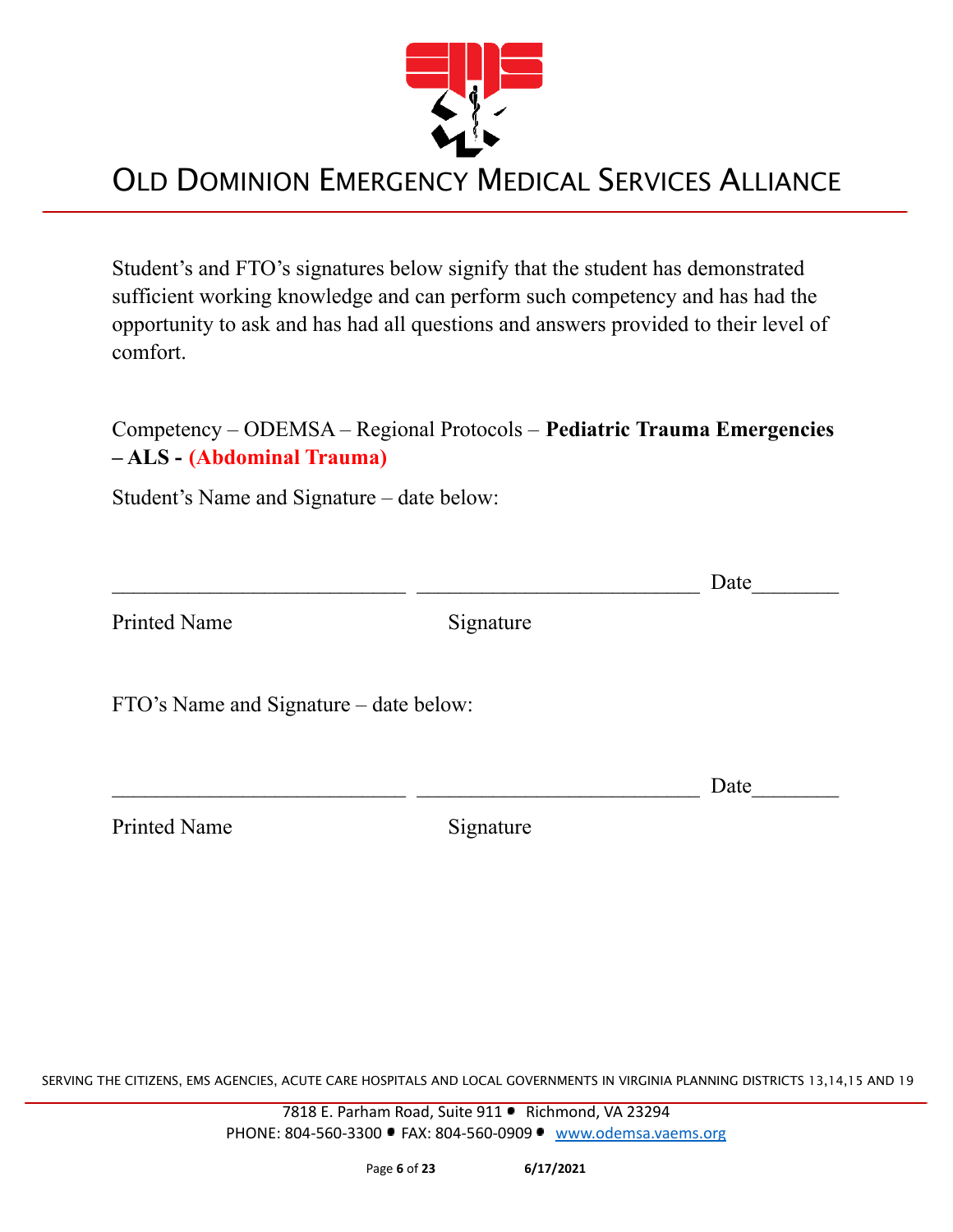Student's and FTO's signatures below signify that the student has demonstrated sufficient working knowledge and can perform such competency and has had the opportunity to ask and has had all questions and answers provided to their level of comfort.

Competency – ODEMSA – Regional Protocols – **Pediatric Trauma Emergencies – ALS - (Abdominal Trauma)**

Student's Name and Signature – date below:

___________________________ ___________________________ Date________

Printed Name Signature

FTO's Name and Signature – date below:

___________________________ ___________________________ Date________

Printed Name Signature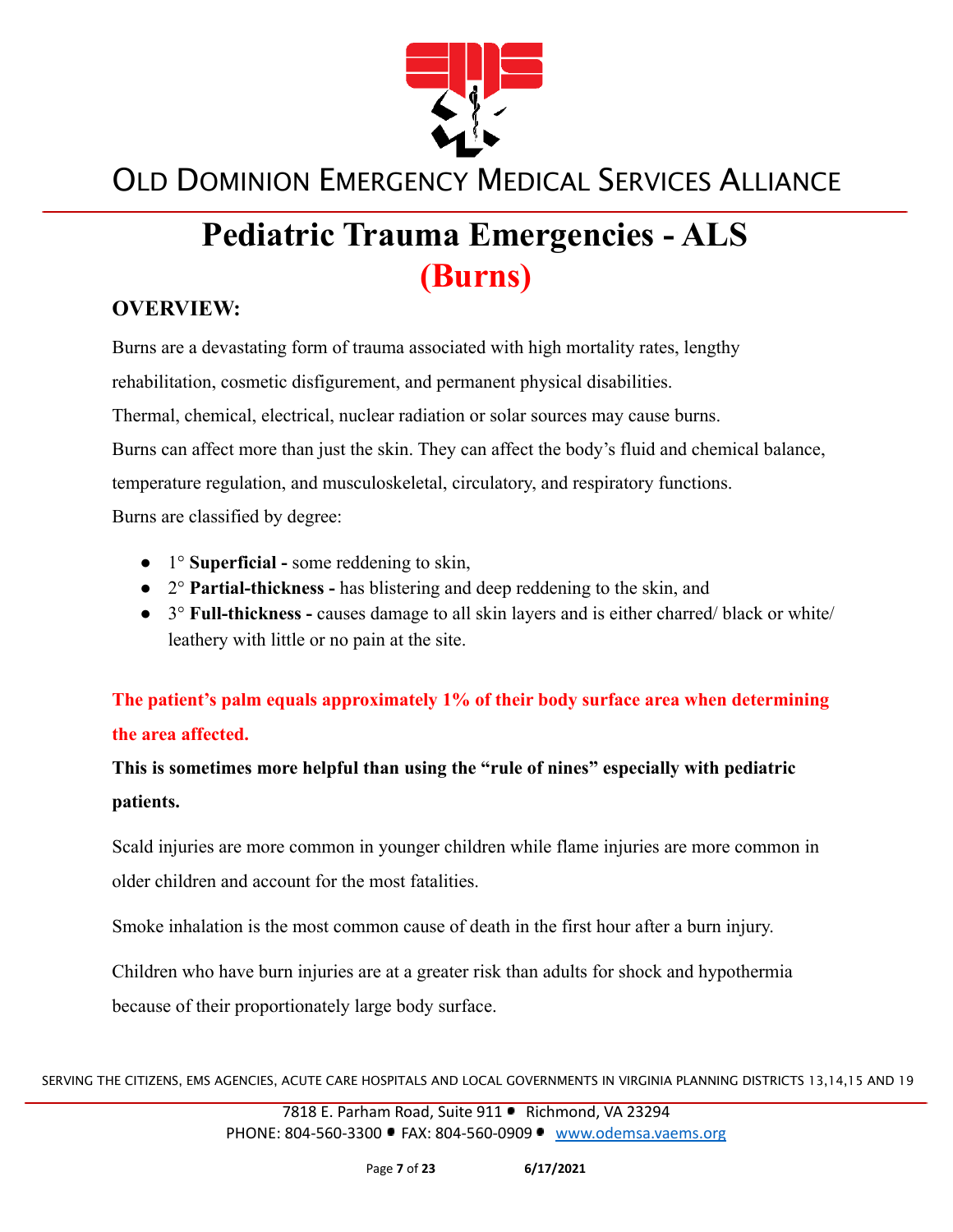# Pediatric Trauma Emergencies - ALS
## (Burns)

**OVERVIEW:**

Burns are a devastating form of trauma associated with high mortality rates, lengthy rehabilitation, cosmetic disfigurement, and permanent physical disabilities.

Thermal, chemical, electrical, nuclear radiation or solar sources may cause burns.

Burns can affect more than just the skin. They can affect the body's fluid and chemical balance, temperature regulation, and musculoskeletal, circulatory, and respiratory functions.

Burns are classified by degree:

- 1° **Superficial -** some reddening to skin,
- 2° **Partial-thickness -** has blistering and deep reddening to the skin, and
- 3° **Full-thickness -** causes damage to all skin layers and is either charred/ black or white/ leathery with little or no pain at the site.

**The patient's palm equals approximately 1% of their body surface area when determining the area affected.**

**This is sometimes more helpful than using the "rule of nines" especially with pediatric patients.**

Scald injuries are more common in younger children while flame injuries are more common in older children and account for the most fatalities.

Smoke inhalation is the most common cause of death in the first hour after a burn injury.

Children who have burn injuries are at a greater risk than adults for shock and hypothermia because of their proportionately large body surface.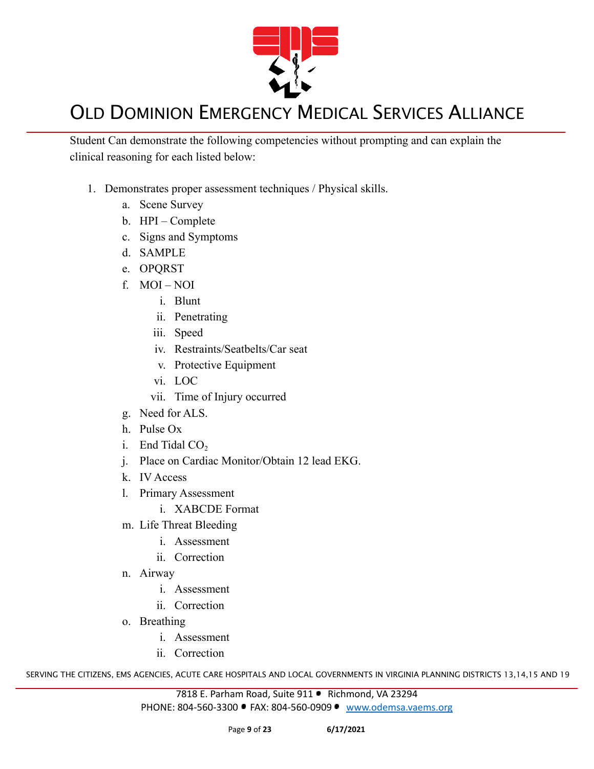Student Can demonstrate the following competencies without prompting and can explain the clinical reasoning for each listed below:

1. Demonstrates proper assessment techniques / Physical skills.
    a. Scene Survey
    b. HPI – Complete
    c. Signs and Symptoms
    d. SAMPLE
    e. OPQRST
    f. MOI – NOI
        i. Blunt
        ii. Penetrating
        iii. Speed
        iv. Restraints/Seatbelts/Car seat
        v. Protective Equipment
        vi. LOC
        vii. Time of Injury occurred
    g. Need for ALS.
    h. Pulse Ox
    i. End Tidal $CO_2$
    j. Place on Cardiac Monitor/Obtain 12 lead EKG.
    k. IV Access
    l. Primary Assessment
        i. XABCDE Format
    m. Life Threat Bleeding
        i. Assessment
        ii. Correction
    n. Airway
        i. Assessment
        ii. Correction
    o. Breathing
        i. Assessment
        ii. Correction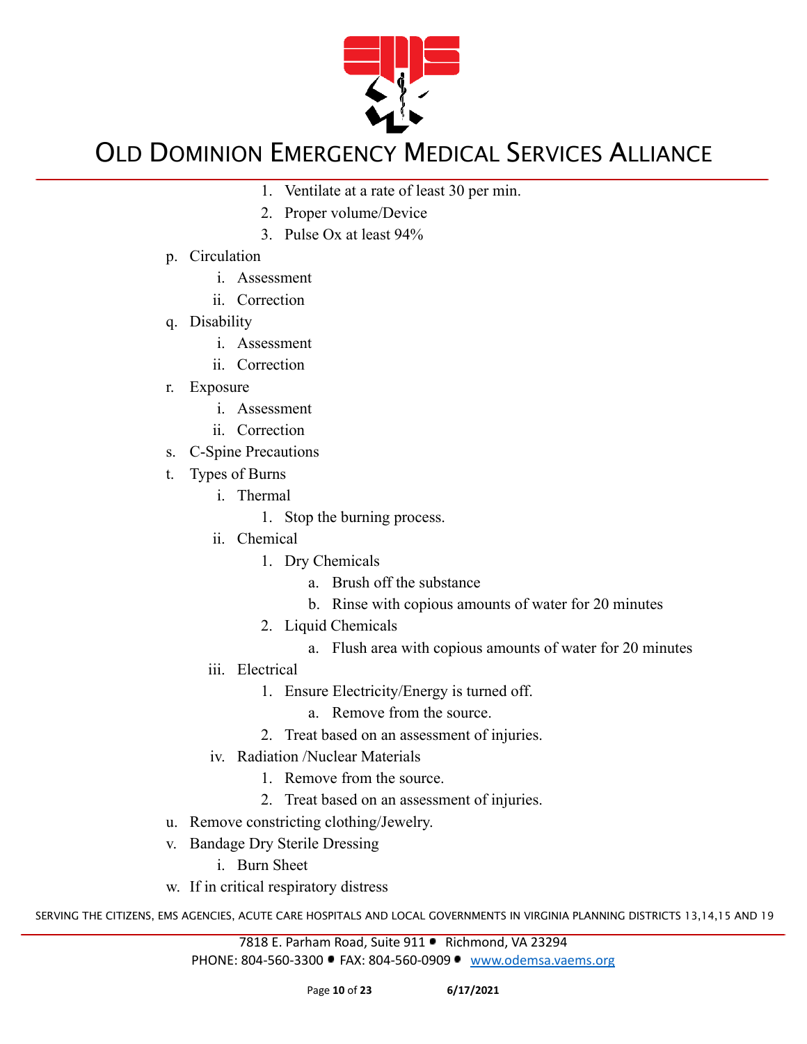1. Ventilate at a rate of least 30 per min.
2. Proper volume/Device
3. Pulse Ox at least 94%

p. Circulation
   i. Assessment
   ii. Correction
q. Disability
   i. Assessment
   ii. Correction
r. Exposure
   i. Assessment
   ii. Correction
s. C-Spine Precautions
t. Types of Burns
   i. Thermal
      1. Stop the burning process.
   ii. Chemical
      1. Dry Chemicals
         a. Brush off the substance
         b. Rinse with copious amounts of water for 20 minutes
      2. Liquid Chemicals
         a. Flush area with copious amounts of water for 20 minutes
   iii. Electrical
      1. Ensure Electricity/Energy is turned off.
         a. Remove from the source.
      2. Treat based on an assessment of injuries.
   iv. Radiation /Nuclear Materials
      1. Remove from the source.
      2. Treat based on an assessment of injuries.
u. Remove constricting clothing/Jewelry.
v. Bandage Dry Sterile Dressing
   i. Burn Sheet
w. If in critical respiratory distress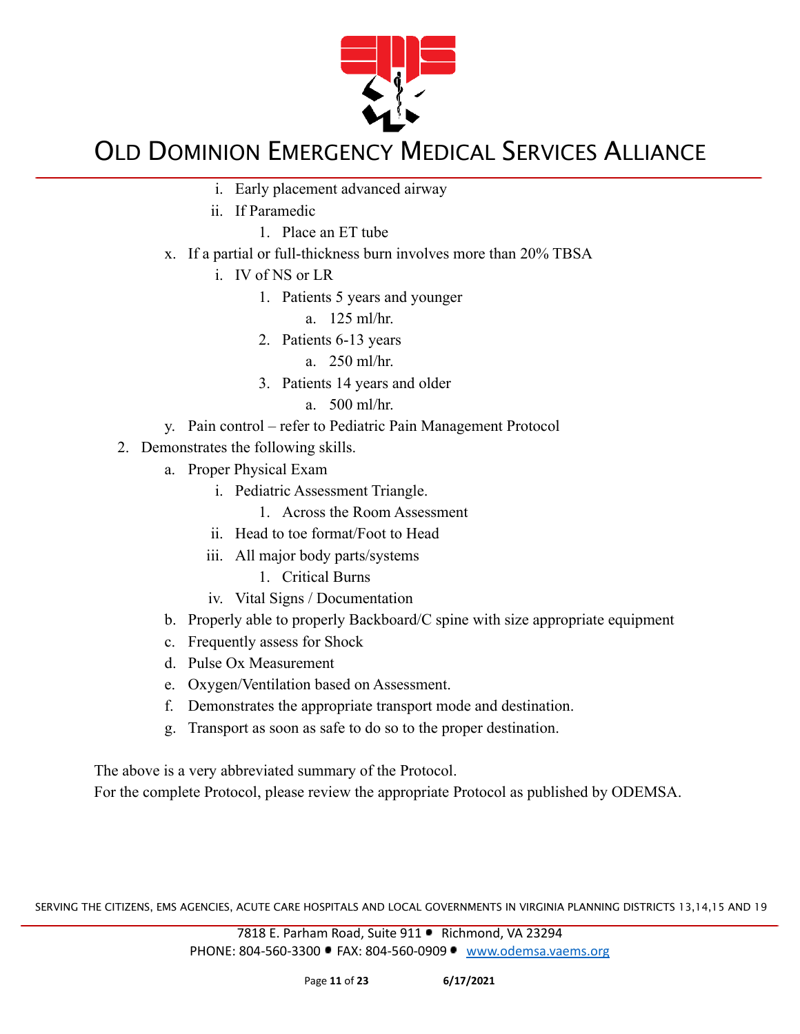i. Early placement advanced airway
   ii. If Paramedic
      1. Place an ET tube

x. If a partial or full-thickness burn involves more than 20% TBSA
   i. IV of NS or LR
      1. Patients 5 years and younger
         a. 125 ml/hr.
      2. Patients 6-13 years
         a. 250 ml/hr.
      3. Patients 14 years and older
         a. 500 ml/hr.

y. Pain control – refer to Pediatric Pain Management Protocol

2. Demonstrates the following skills.
   a. Proper Physical Exam
      i. Pediatric Assessment Triangle.
         1. Across the Room Assessment
      ii. Head to toe format/Foot to Head
      iii. All major body parts/systems
         1. Critical Burns
      iv. Vital Signs / Documentation
   b. Properly able to properly Backboard/C spine with size appropriate equipment
   c. Frequently assess for Shock
   d. Pulse Ox Measurement
   e. Oxygen/Ventilation based on Assessment.
   f. Demonstrates the appropriate transport mode and destination.
   g. Transport as soon as safe to do so to the proper destination.

The above is a very abbreviated summary of the Protocol.
For the complete Protocol, please review the appropriate Protocol as published by ODEMSA.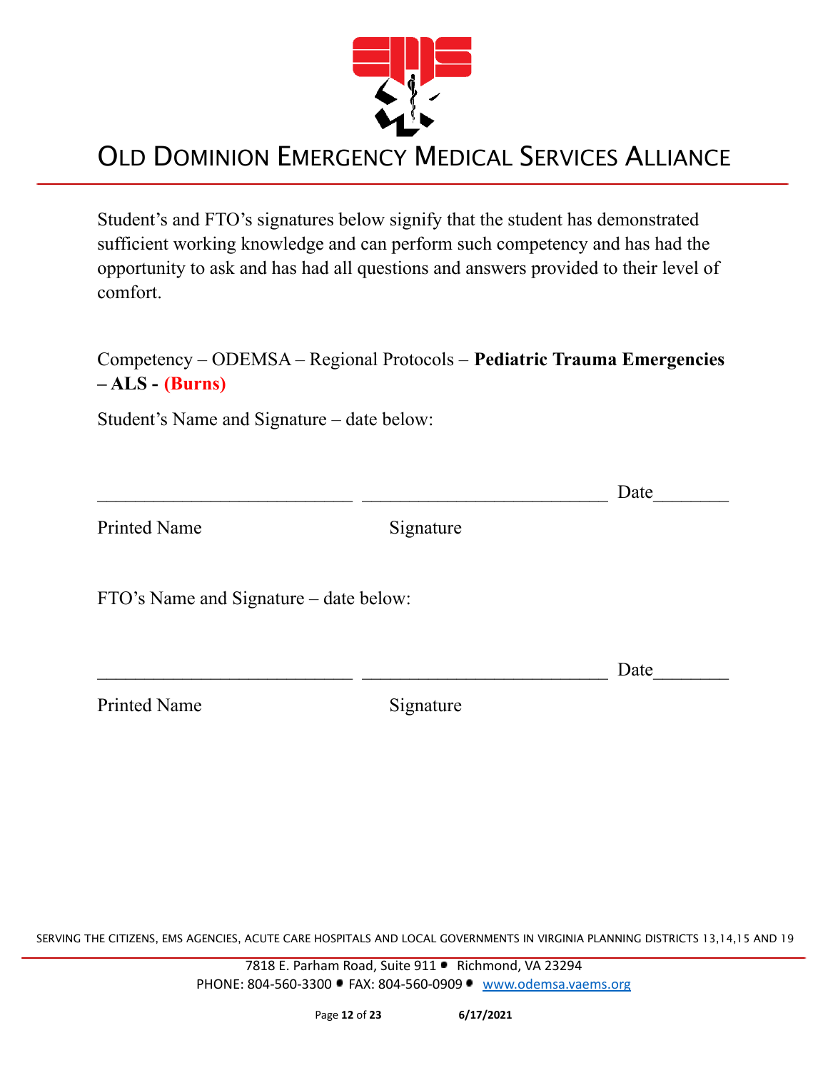# OLD DOMINION EMERGENCY MEDICAL SERVICES ALLIANCE

Student's and FTO's signatures below signify that the student has demonstrated sufficient working knowledge and can perform such competency and has had the opportunity to ask and has had all questions and answers provided to their level of comfort.

Competency – ODEMSA – Regional Protocols – **Pediatric Trauma Emergencies – ALS - (Burns)**

Student's Name and Signature – date below:

___________________________ __________________________ Date________

Printed Name Signature

FTO's Name and Signature – date below:

___________________________ __________________________ Date________

Printed Name Signature

SERVING THE CITIZENS, EMS AGENCIES, ACUTE CARE HOSPITALS AND LOCAL GOVERNMENTS IN VIRGINIA PLANNING DISTRICTS 13,14,15 AND 19

7818 E. Parham Road, Suite 911 • Richmond, VA 23294
PHONE: 804-560-3300 • FAX: 804-560-0909 • www.odemsa.vaems.org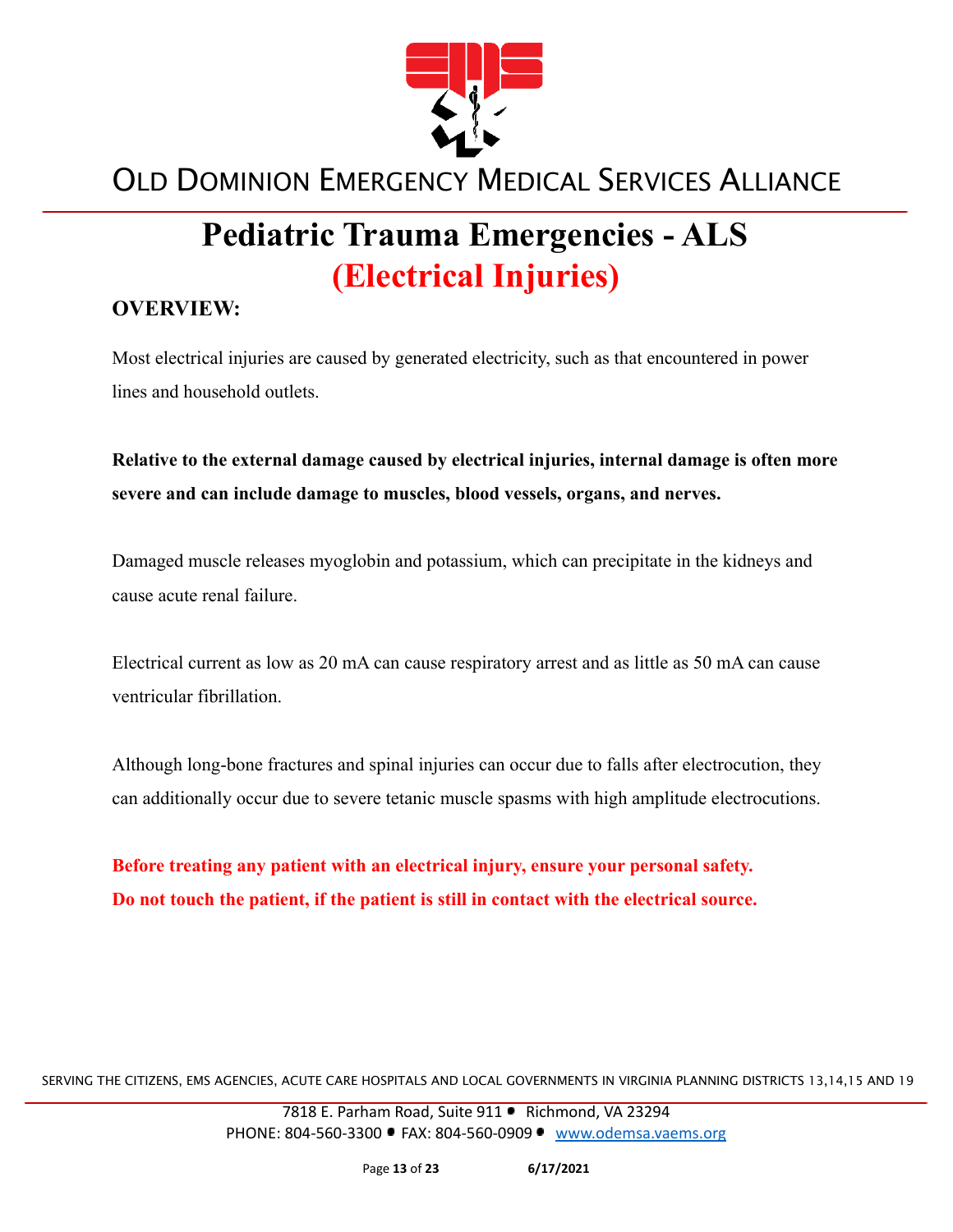# Pediatric Trauma Emergencies - ALS

## (Electrical Injuries)

**OVERVIEW:**

Most electrical injuries are caused by generated electricity, such as that encountered in power lines and household outlets.

**Relative to the external damage caused by electrical injuries, internal damage is often more severe and can include damage to muscles, blood vessels, organs, and nerves.**

Damaged muscle releases myoglobin and potassium, which can precipitate in the kidneys and cause acute renal failure.

Electrical current as low as 20 mA can cause respiratory arrest and as little as 50 mA can cause ventricular fibrillation.

Although long-bone fractures and spinal injuries can occur due to falls after electrocution, they can additionally occur due to severe tetanic muscle spasms with high amplitude electrocutions.

**Before treating any patient with an electrical injury, ensure your personal safety.**
**Do not touch the patient, if the patient is still in contact with the electrical source.**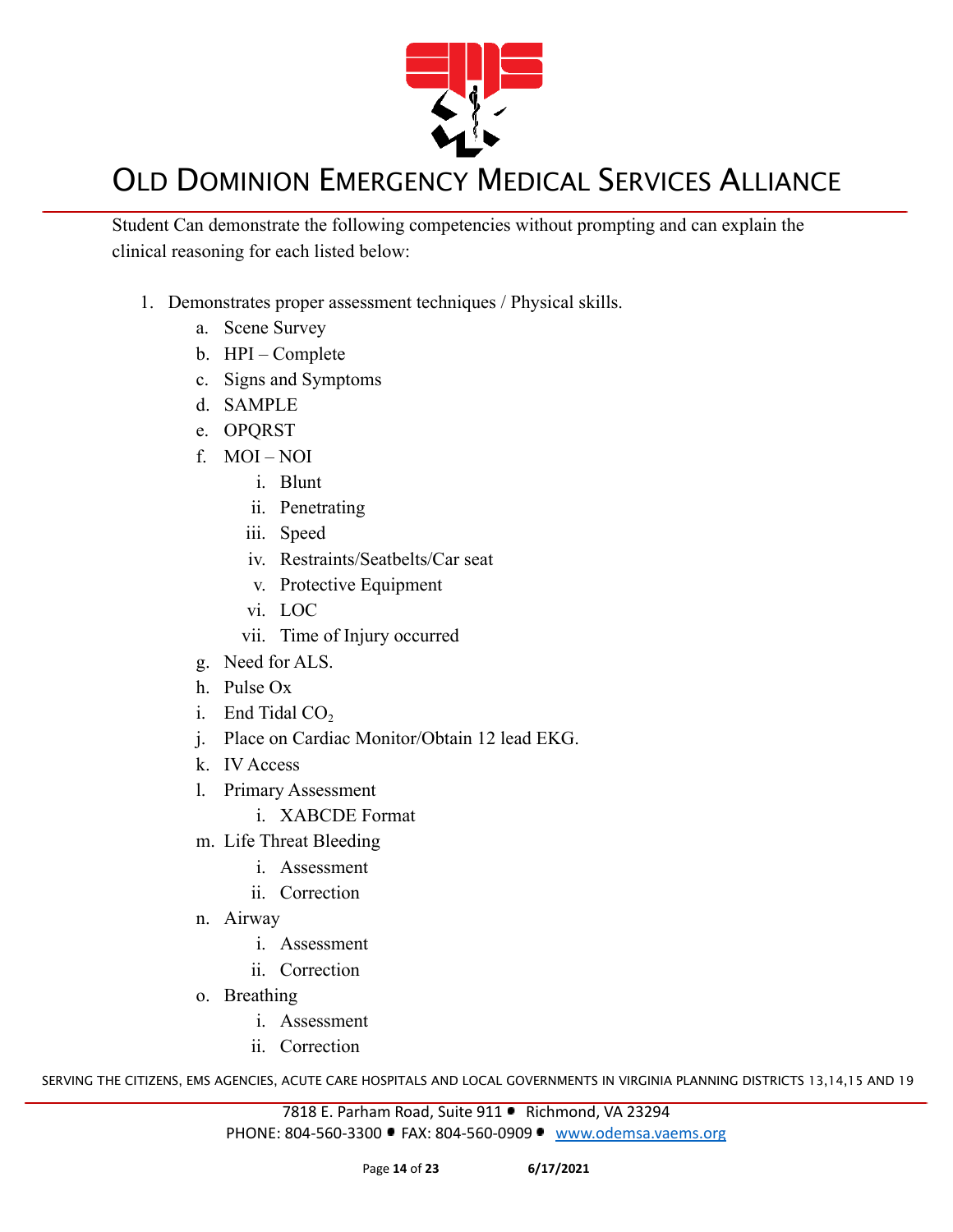Student Can demonstrate the following competencies without prompting and can explain the clinical reasoning for each listed below:

1. Demonstrates proper assessment techniques / Physical skills.
   a. Scene Survey
   b. HPI – Complete
   c. Signs and Symptoms
   d. SAMPLE
   e. OPQRST
   f. MOI – NOI
      i. Blunt
      ii. Penetrating
      iii. Speed
      iv. Restraints/Seatbelts/Car seat
      v. Protective Equipment
      vi. LOC
      vii. Time of Injury occurred
   g. Need for ALS.
   h. Pulse Ox
   i. End Tidal $CO_2$
   j. Place on Cardiac Monitor/Obtain 12 lead EKG.
   k. IV Access
   l. Primary Assessment
      i. XABCDE Format
   m. Life Threat Bleeding
      i. Assessment
      ii. Correction
   n. Airway
      i. Assessment
      ii. Correction
   o. Breathing
      i. Assessment
      ii. Correction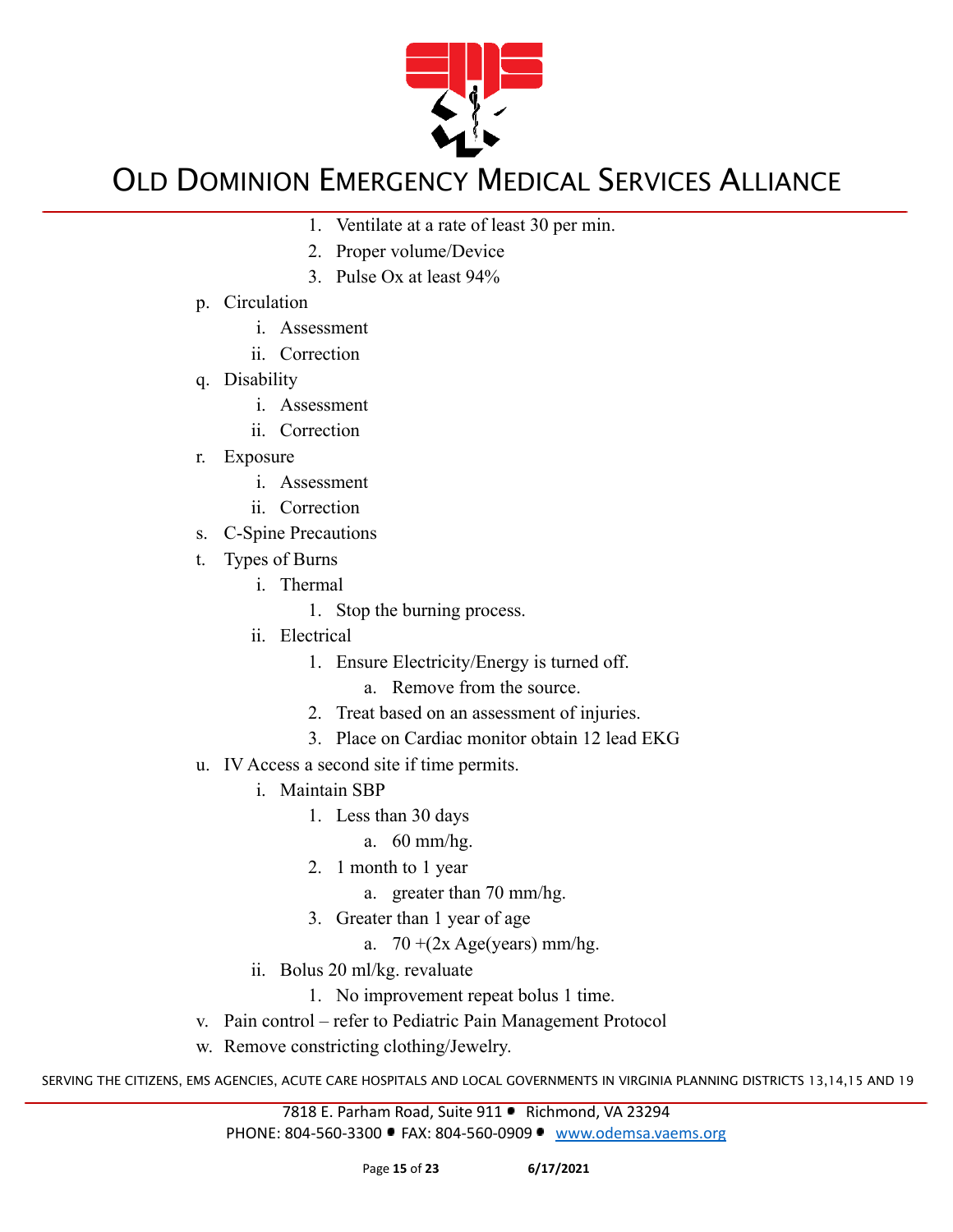1. Ventilate at a rate of least 30 per min.
2. Proper volume/Device
3. Pulse Ox at least 94%

p. Circulation
   i. Assessment
   ii. Correction

q. Disability
   i. Assessment
   ii. Correction

r. Exposure
   i. Assessment
   ii. Correction

s. C-Spine Precautions

t. Types of Burns
   i. Thermal
      1. Stop the burning process.
   ii. Electrical
      1. Ensure Electricity/Energy is turned off.
         a. Remove from the source.
      2. Treat based on an assessment of injuries.
      3. Place on Cardiac monitor obtain 12 lead EKG

u. IV Access a second site if time permits.
   i. Maintain SBP
      1. Less than 30 days
         a. 60 mm/hg.
      2. 1 month to 1 year
         a. greater than 70 mm/hg.
      3. Greater than 1 year of age
         a. 70 +(2x Age(years) mm/hg.
   ii. Bolus 20 ml/kg. revaluate
      1. No improvement repeat bolus 1 time.

v. Pain control – refer to Pediatric Pain Management Protocol

w. Remove constricting clothing/Jewelry.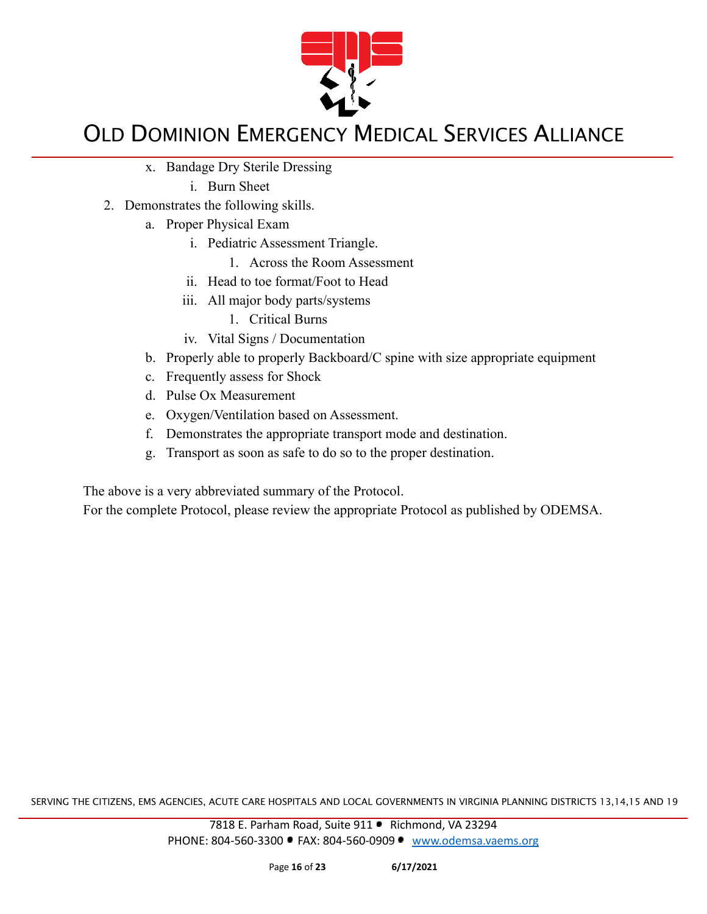x. Bandage Dry Sterile Dressing
    i. Burn Sheet

2. Demonstrates the following skills.
    a. Proper Physical Exam
        i. Pediatric Assessment Triangle.
            1. Across the Room Assessment
        ii. Head to toe format/Foot to Head
        iii. All major body parts/systems
            1. Critical Burns
        iv. Vital Signs / Documentation
    b. Properly able to properly Backboard/C spine with size appropriate equipment
    c. Frequently assess for Shock
    d. Pulse Ox Measurement
    e. Oxygen/Ventilation based on Assessment.
    f. Demonstrates the appropriate transport mode and destination.
    g. Transport as soon as safe to do so to the proper destination.

The above is a very abbreviated summary of the Protocol.
For the complete Protocol, please review the appropriate Protocol as published by ODEMSA.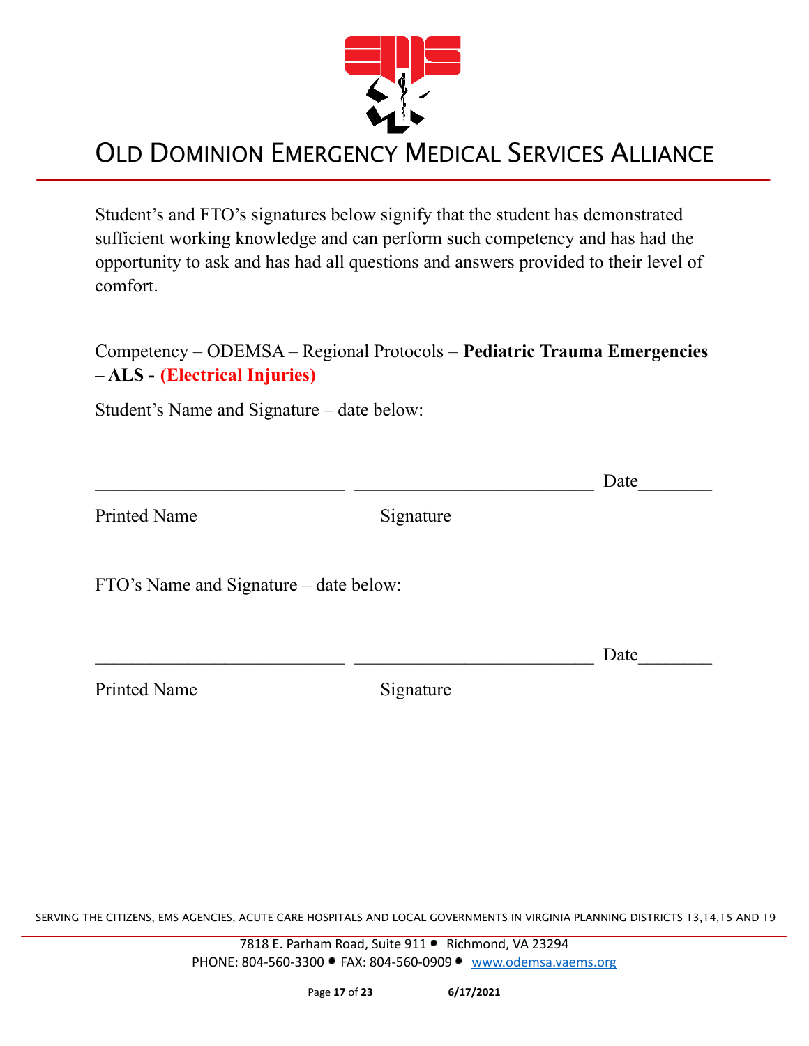# Old Dominion Emergency Medical Services Alliance

Student's and FTO's signatures below signify that the student has demonstrated sufficient working knowledge and can perform such competency and has had the opportunity to ask and has had all questions and answers provided to their level of comfort.

Competency – ODEMSA – Regional Protocols – **Pediatric Trauma Emergencies – ALS - (Electrical Injuries)**

Student's Name and Signature – date below:

___________________________ __________________________ Date________

Printed Name Signature

FTO's Name and Signature – date below:

___________________________ __________________________ Date________

Printed Name Signature

SERVING THE CITIZENS, EMS AGENCIES, ACUTE CARE HOSPITALS AND LOCAL GOVERNMENTS IN VIRGINIA PLANNING DISTRICTS 13,14,15 AND 19

7818 E. Parham Road, Suite 911 • Richmond, VA 23294
PHONE: 804-560-3300 • FAX: 804-560-0909 • www.odemsa.vaems.org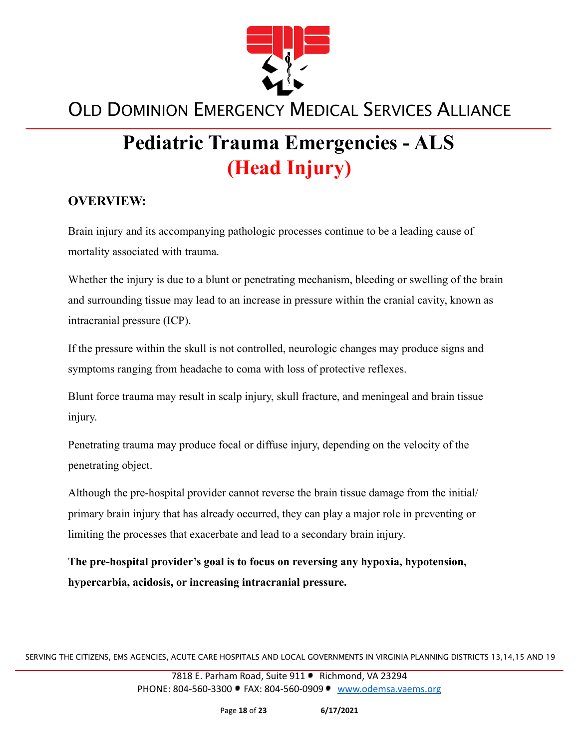# Pediatric Trauma Emergencies - ALS
## (Head Injury)

### OVERVIEW:

Brain injury and its accompanying pathologic processes continue to be a leading cause of mortality associated with trauma.

Whether the injury is due to a blunt or penetrating mechanism, bleeding or swelling of the brain and surrounding tissue may lead to an increase in pressure within the cranial cavity, known as intracranial pressure (ICP).

If the pressure within the skull is not controlled, neurologic changes may produce signs and symptoms ranging from headache to coma with loss of protective reflexes.

Blunt force trauma may result in scalp injury, skull fracture, and meningeal and brain tissue injury.

Penetrating trauma may produce focal or diffuse injury, depending on the velocity of the penetrating object.

Although the pre-hospital provider cannot reverse the brain tissue damage from the initial/ primary brain injury that has already occurred, they can play a major role in preventing or limiting the processes that exacerbate and lead to a secondary brain injury.

**The pre-hospital provider's goal is to focus on reversing any hypoxia, hypotension, hypercarbia, acidosis, or increasing intracranial pressure.**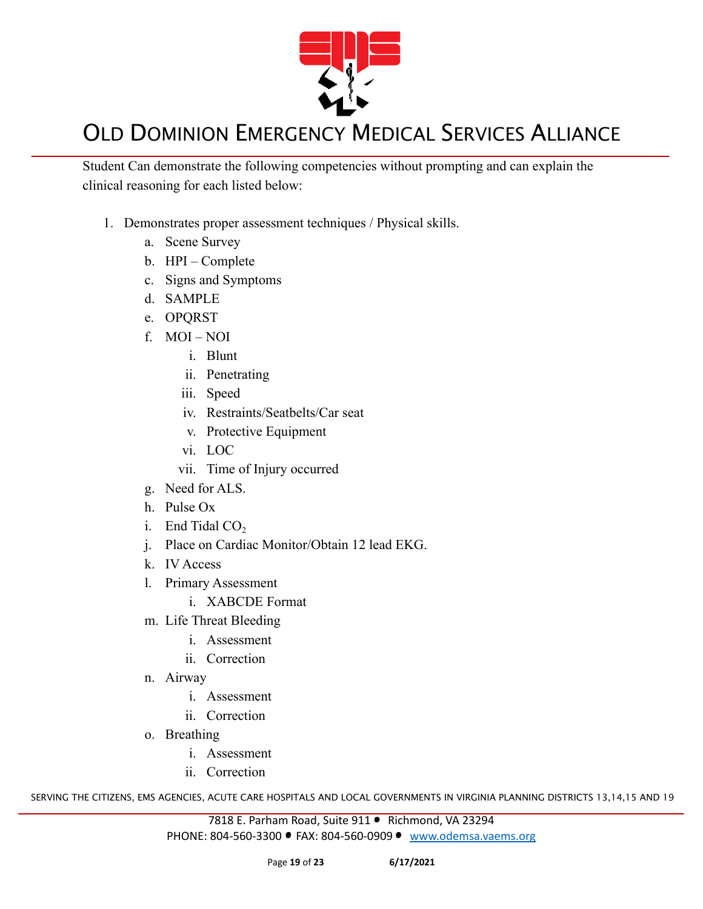Student Can demonstrate the following competencies without prompting and can explain the clinical reasoning for each listed below:

1. Demonstrates proper assessment techniques / Physical skills.
   a. Scene Survey
   b. HPI – Complete
   c. Signs and Symptoms
   d. SAMPLE
   e. OPQRST
   f. MOI – NOI
      i. Blunt
      ii. Penetrating
      iii. Speed
      iv. Restraints/Seatbelts/Car seat
      v. Protective Equipment
      vi. LOC
      vii. Time of Injury occurred
   g. Need for ALS.
   h. Pulse Ox
   i. End Tidal $CO_2$
   j. Place on Cardiac Monitor/Obtain 12 lead EKG.
   k. IV Access
   l. Primary Assessment
      i. XABCDE Format
   m. Life Threat Bleeding
      i. Assessment
      ii. Correction
   n. Airway
      i. Assessment
      ii. Correction
   o. Breathing
      i. Assessment
      ii. Correction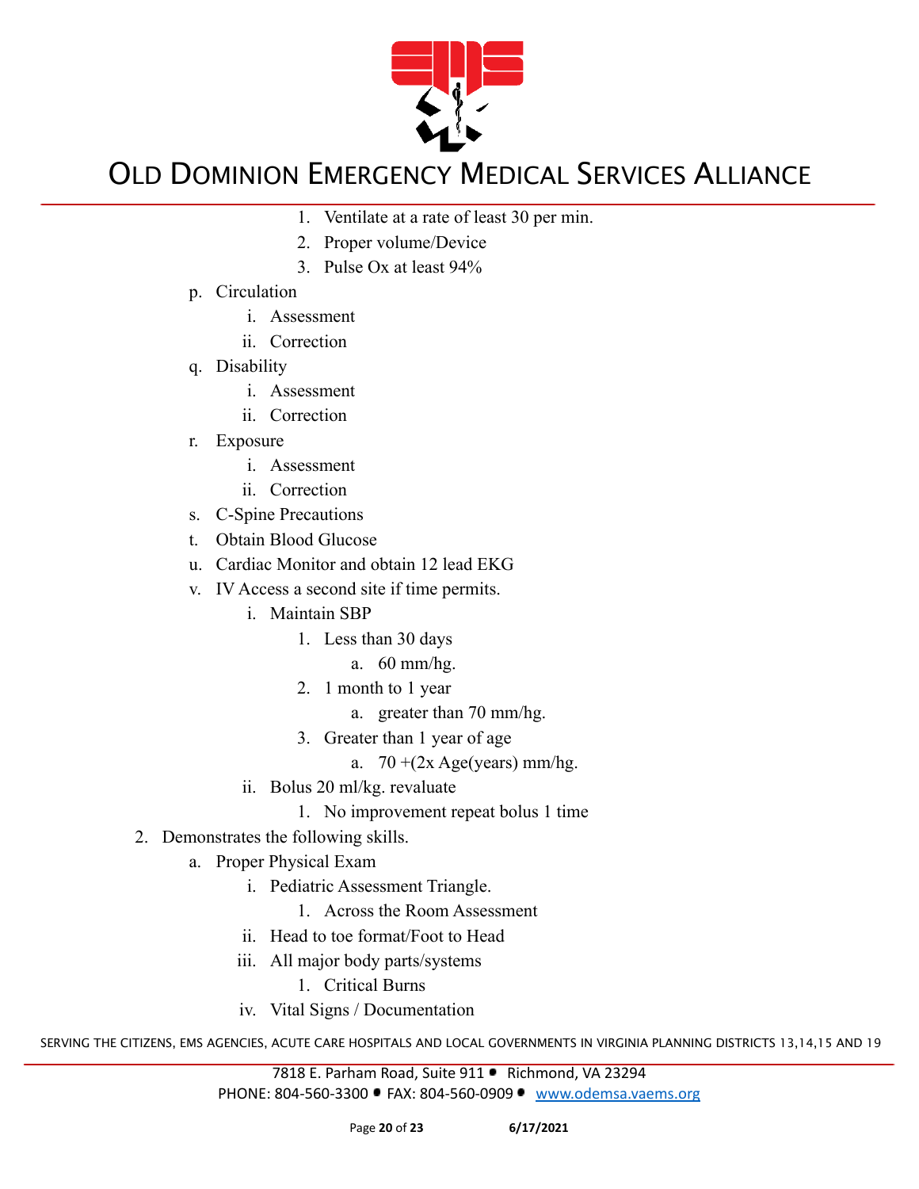1. Ventilate at a rate of least 30 per min.
            2. Proper volume/Device
            3. Pulse Ox at least 94%

    p. Circulation
        i. Assessment
        ii. Correction
    q. Disability
        i. Assessment
        ii. Correction
    r. Exposure
        i. Assessment
        ii. Correction
    s. C-Spine Precautions
    t. Obtain Blood Glucose
    u. Cardiac Monitor and obtain 12 lead EKG
    v. IV Access a second site if time permits.
        i. Maintain SBP
            1. Less than 30 days
                a. 60 mm/hg.
            2. 1 month to 1 year
                a. greater than 70 mm/hg.
            3. Greater than 1 year of age
                a. 70 +(2x Age(years) mm/hg.
        ii. Bolus 20 ml/kg. revaluate
            1. No improvement repeat bolus 1 time

2. Demonstrates the following skills.
    a. Proper Physical Exam
        i. Pediatric Assessment Triangle.
            1. Across the Room Assessment
        ii. Head to toe format/Foot to Head
        iii. All major body parts/systems
            1. Critical Burns
        iv. Vital Signs / Documentation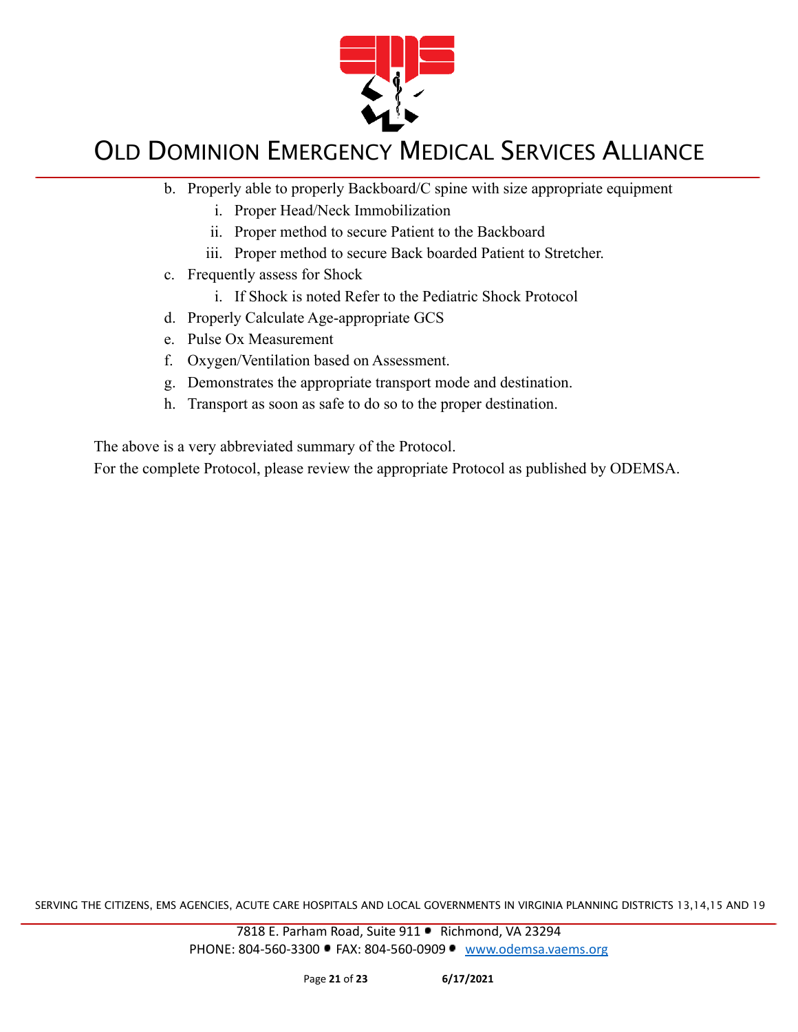b. Properly able to properly Backboard/C spine with size appropriate equipment
    i. Proper Head/Neck Immobilization
    ii. Proper method to secure Patient to the Backboard
    iii. Proper method to secure Back boarded Patient to Stretcher.
c. Frequently assess for Shock
    i. If Shock is noted Refer to the Pediatric Shock Protocol
d. Properly Calculate Age-appropriate GCS
e. Pulse Ox Measurement
f. Oxygen/Ventilation based on Assessment.
g. Demonstrates the appropriate transport mode and destination.
h. Transport as soon as safe to do so to the proper destination.

The above is a very abbreviated summary of the Protocol.
For the complete Protocol, please review the appropriate Protocol as published by ODEMSA.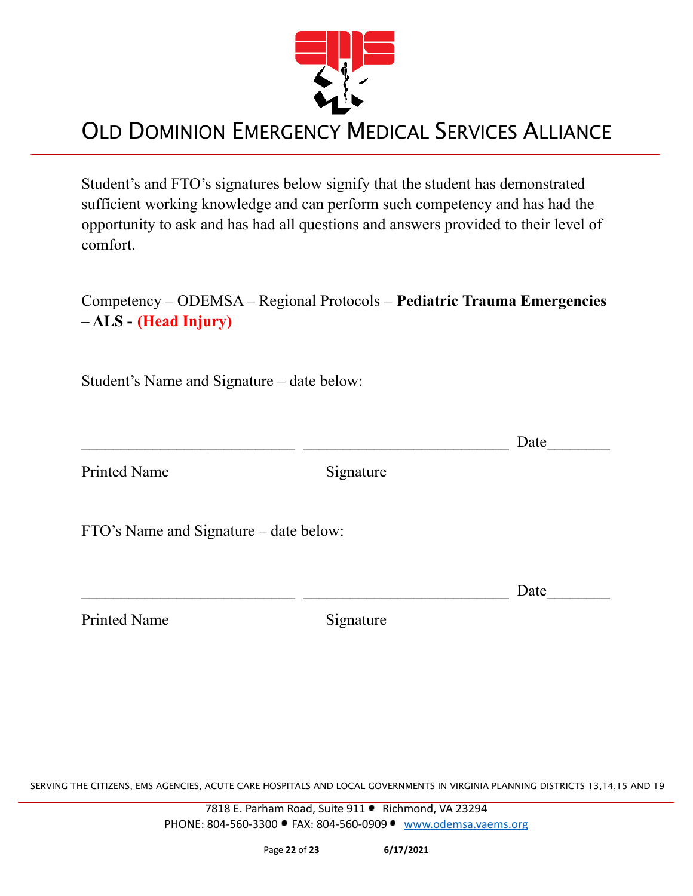# OLD DOMINION EMERGENCY MEDICAL SERVICES ALLIANCE

Student's and FTO's signatures below signify that the student has demonstrated sufficient working knowledge and can perform such competency and has had the opportunity to ask and has had all questions and answers provided to their level of comfort.

Competency – ODEMSA – Regional Protocols – **Pediatric Trauma Emergencies – ALS - (Head Injury)**

Student's Name and Signature – date below:

___________________________ ___________________________ Date________

Printed Name Signature

FTO's Name and Signature – date below:

___________________________ ___________________________ Date________

Printed Name Signature

SERVING THE CITIZENS, EMS AGENCIES, ACUTE CARE HOSPITALS AND LOCAL GOVERNMENTS IN VIRGINIA PLANNING DISTRICTS 13,14,15 AND 19

7818 E. Parham Road, Suite 911 • Richmond, VA 23294
PHONE: 804-560-3300 • FAX: 804-560-0909 • www.odemsa.vaems.org

6/17/2021